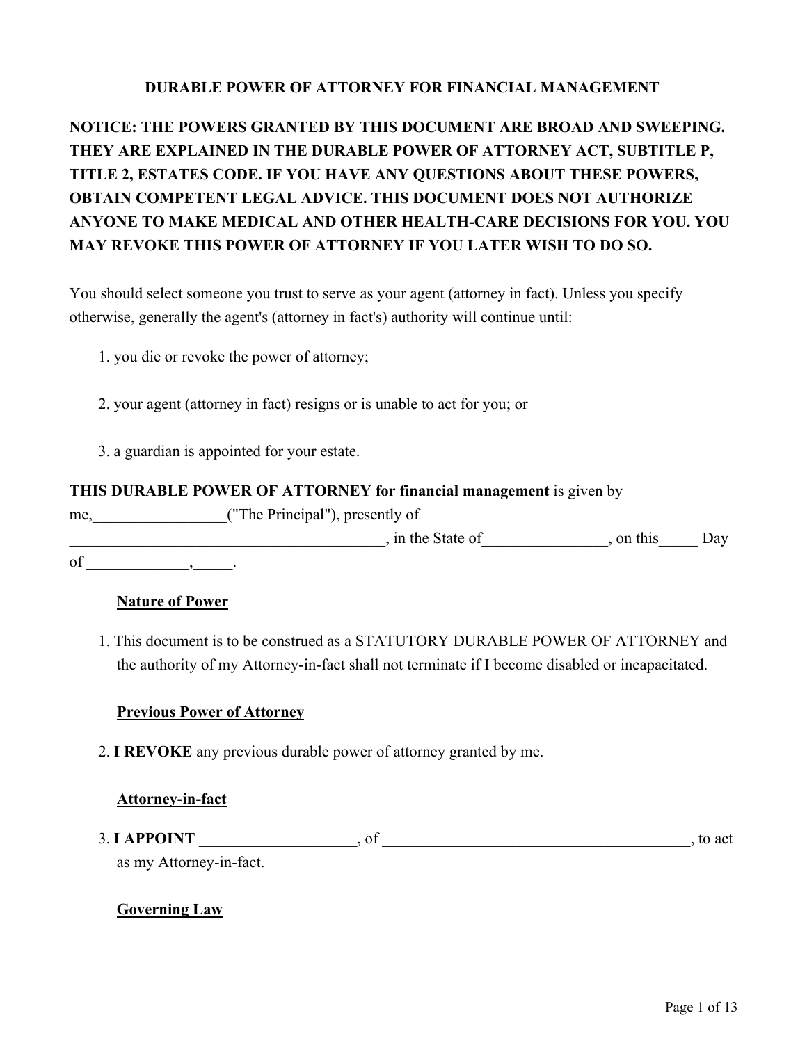# DURABLE POWER OF ATTORNEY FOR FINANCIAL MANAGEMENT

**NOTICE: THE POWERS GRANTED BY THIS DOCUMENT ARE BROAD AND SWEEPING. THEY ARE EXPLAINED IN THE DURABLE POWER OF ATTORNEY ACT, SUBTITLE P, TITLE 2, ESTATES CODE. IF YOU HAVE ANY QUESTIONS ABOUT THESE POWERS, OBTAIN COMPETENT LEGAL ADVICE. THIS DOCUMENT DOES NOT AUTHORIZE ANYONE TO MAKE MEDICAL AND OTHER HEALTH-CARE DECISIONS FOR YOU. YOU MAY REVOKE THIS POWER OF ATTORNEY IF YOU LATER WISH TO DO SO.**

You should select someone you trust to serve as your agent (attorney in fact). Unless you specify otherwise, generally the agent's (attorney in fact's) authority will continue until:

1. you die or revoke the power of attorney;
2. your agent (attorney in fact) resigns or is unable to act for you; or
3. a guardian is appointed for your estate.

**THIS DURABLE POWER OF ATTORNEY for financial management** is given by me,_________________("The Principal"), presently of _________________________________________, in the State of________________, on this_____ Day of _____________,_____.

**Nature of Power**

1. This document is to be construed as a STATUTORY DURABLE POWER OF ATTORNEY and the authority of my Attorney-in-fact shall not terminate if I become disabled or incapacitated.

**Previous Power of Attorney**

2. **I REVOKE** any previous durable power of attorney granted by me.

**Attorney-in-fact**

3. **I APPOINT ____________________**, of _______________________________________, to act as my Attorney-in-fact.

**Governing Law**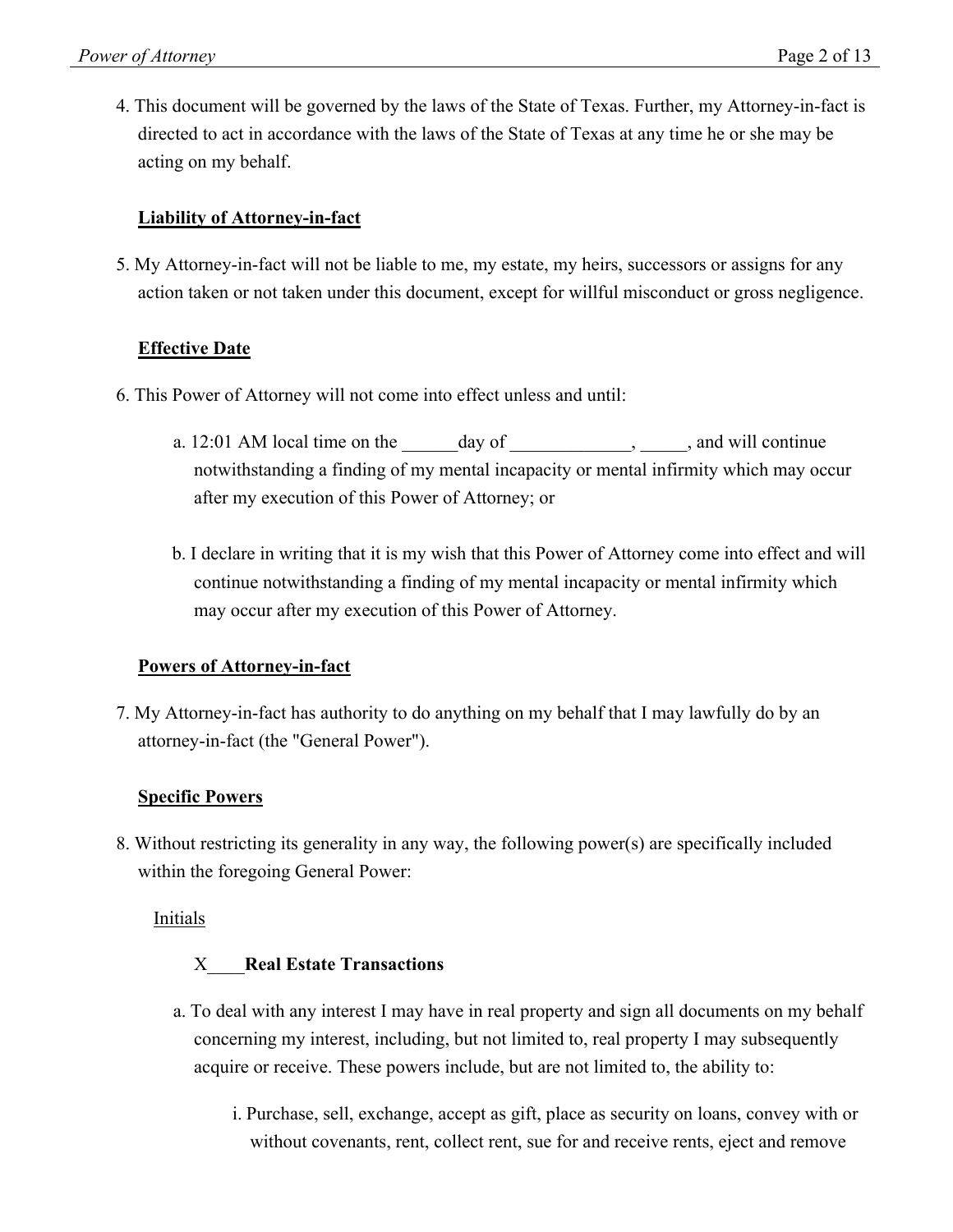4. This document will be governed by the laws of the State of Texas. Further, my Attorney-in-fact is directed to act in accordance with the laws of the State of Texas at any time he or she may be acting on my behalf.

**Liability of Attorney-in-fact**

5. My Attorney-in-fact will not be liable to me, my estate, my heirs, successors or assigns for any action taken or not taken under this document, except for willful misconduct or gross negligence.

**Effective Date**

6. This Power of Attorney will not come into effect unless and until:

   a. 12:01 AM local time on the ______day of _____________, _____, and will continue notwithstanding a finding of my mental incapacity or mental infirmity which may occur after my execution of this Power of Attorney; or

   b. I declare in writing that it is my wish that this Power of Attorney come into effect and will continue notwithstanding a finding of my mental incapacity or mental infirmity which may occur after my execution of this Power of Attorney.

**Powers of Attorney-in-fact**

7. My Attorney-in-fact has authority to do anything on my behalf that I may lawfully do by an attorney-in-fact (the "General Power").

**Specific Powers**

8. Without restricting its generality in any way, the following power(s) are specifically included within the foregoing General Power:

   Initials

   X____**Real Estate Transactions**

   a. To deal with any interest I may have in real property and sign all documents on my behalf concerning my interest, including, but not limited to, real property I may subsequently acquire or receive. These powers include, but are not limited to, the ability to:

      i. Purchase, sell, exchange, accept as gift, place as security on loans, convey with or without covenants, rent, collect rent, sue for and receive rents, eject and remove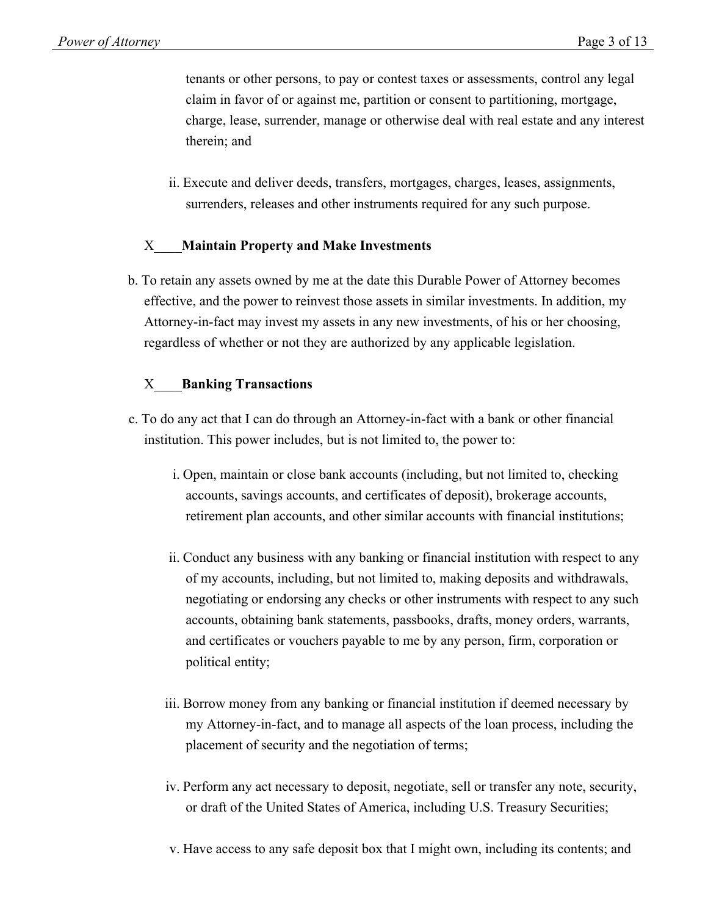tenants or other persons, to pay or contest taxes or assessments, control any legal claim in favor of or against me, partition or consent to partitioning, mortgage, charge, lease, surrender, manage or otherwise deal with real estate and any interest therein; and

ii. Execute and deliver deeds, transfers, mortgages, charges, leases, assignments, surrenders, releases and other instruments required for any such purpose.

X____**Maintain Property and Make Investments**

b. To retain any assets owned by me at the date this Durable Power of Attorney becomes effective, and the power to reinvest those assets in similar investments. In addition, my Attorney-in-fact may invest my assets in any new investments, of his or her choosing, regardless of whether or not they are authorized by any applicable legislation.

X____**Banking Transactions**

c. To do any act that I can do through an Attorney-in-fact with a bank or other financial institution. This power includes, but is not limited to, the power to:

i. Open, maintain or close bank accounts (including, but not limited to, checking accounts, savings accounts, and certificates of deposit), brokerage accounts, retirement plan accounts, and other similar accounts with financial institutions;

ii. Conduct any business with any banking or financial institution with respect to any of my accounts, including, but not limited to, making deposits and withdrawals, negotiating or endorsing any checks or other instruments with respect to any such accounts, obtaining bank statements, passbooks, drafts, money orders, warrants, and certificates or vouchers payable to me by any person, firm, corporation or political entity;

iii. Borrow money from any banking or financial institution if deemed necessary by my Attorney-in-fact, and to manage all aspects of the loan process, including the placement of security and the negotiation of terms;

iv. Perform any act necessary to deposit, negotiate, sell or transfer any note, security, or draft of the United States of America, including U.S. Treasury Securities;

v. Have access to any safe deposit box that I might own, including its contents; and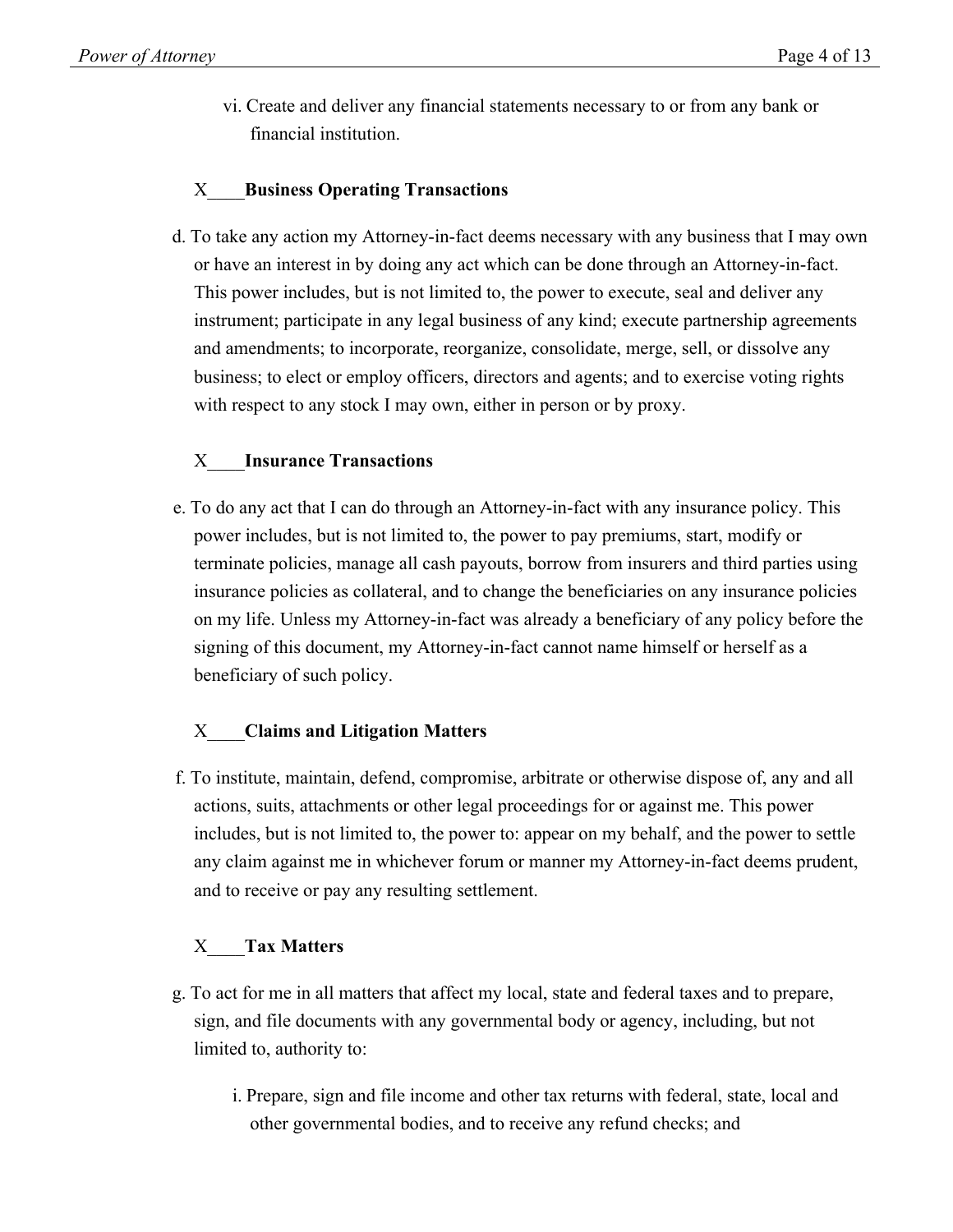vi. Create and deliver any financial statements necessary to or from any bank or financial institution.

X____**Business Operating Transactions**

d. To take any action my Attorney-in-fact deems necessary with any business that I may own or have an interest in by doing any act which can be done through an Attorney-in-fact. This power includes, but is not limited to, the power to execute, seal and deliver any instrument; participate in any legal business of any kind; execute partnership agreements and amendments; to incorporate, reorganize, consolidate, merge, sell, or dissolve any business; to elect or employ officers, directors and agents; and to exercise voting rights with respect to any stock I may own, either in person or by proxy.

X____**Insurance Transactions**

e. To do any act that I can do through an Attorney-in-fact with any insurance policy. This power includes, but is not limited to, the power to pay premiums, start, modify or terminate policies, manage all cash payouts, borrow from insurers and third parties using insurance policies as collateral, and to change the beneficiaries on any insurance policies on my life. Unless my Attorney-in-fact was already a beneficiary of any policy before the signing of this document, my Attorney-in-fact cannot name himself or herself as a beneficiary of such policy.

X____**Claims and Litigation Matters**

f. To institute, maintain, defend, compromise, arbitrate or otherwise dispose of, any and all actions, suits, attachments or other legal proceedings for or against me. This power includes, but is not limited to, the power to: appear on my behalf, and the power to settle any claim against me in whichever forum or manner my Attorney-in-fact deems prudent, and to receive or pay any resulting settlement.

X____**Tax Matters**

g. To act for me in all matters that affect my local, state and federal taxes and to prepare, sign, and file documents with any governmental body or agency, including, but not limited to, authority to:

i. Prepare, sign and file income and other tax returns with federal, state, local and other governmental bodies, and to receive any refund checks; and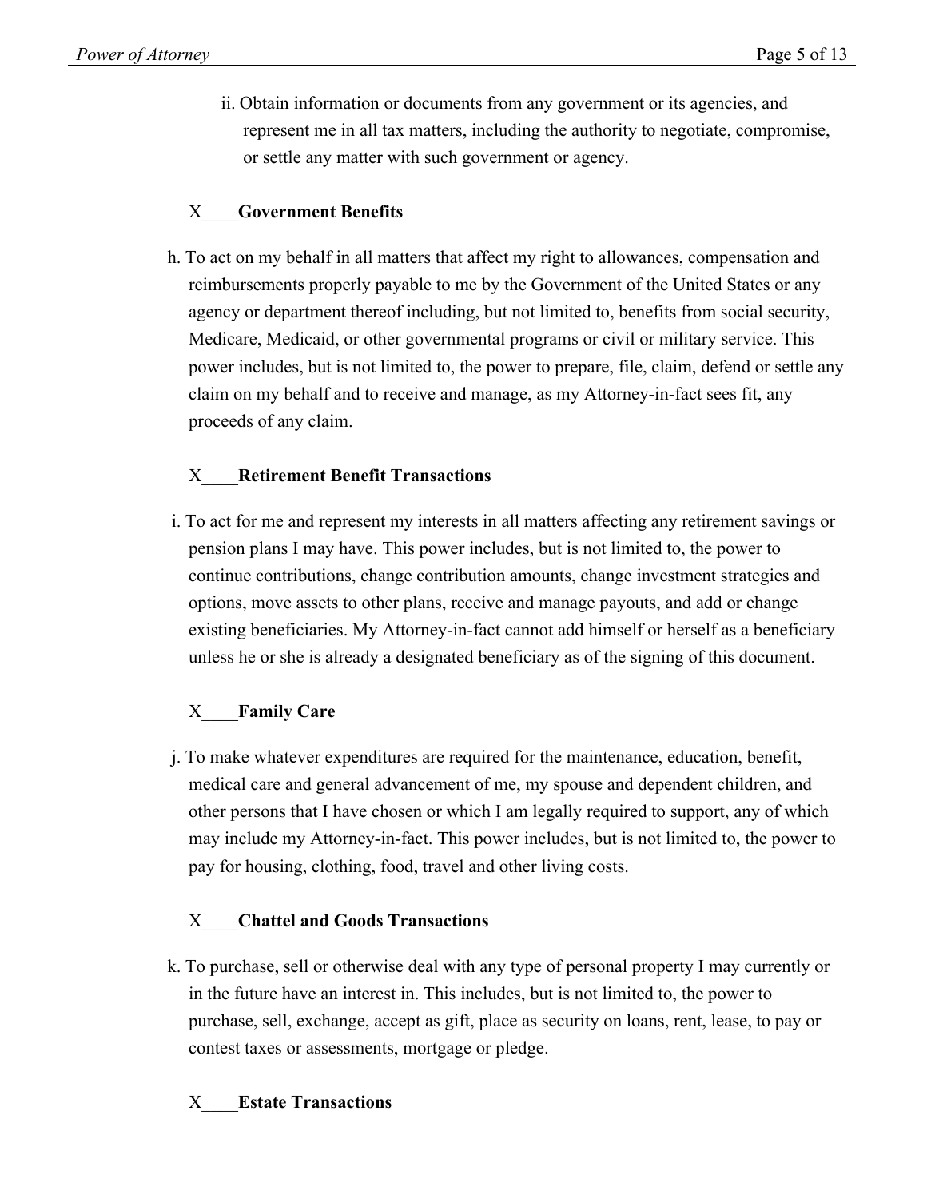ii. Obtain information or documents from any government or its agencies, and represent me in all tax matters, including the authority to negotiate, compromise, or settle any matter with such government or agency.

X____**Government Benefits**

h. To act on my behalf in all matters that affect my right to allowances, compensation and reimbursements properly payable to me by the Government of the United States or any agency or department thereof including, but not limited to, benefits from social security, Medicare, Medicaid, or other governmental programs or civil or military service. This power includes, but is not limited to, the power to prepare, file, claim, defend or settle any claim on my behalf and to receive and manage, as my Attorney-in-fact sees fit, any proceeds of any claim.

X____**Retirement Benefit Transactions**

i. To act for me and represent my interests in all matters affecting any retirement savings or pension plans I may have. This power includes, but is not limited to, the power to continue contributions, change contribution amounts, change investment strategies and options, move assets to other plans, receive and manage payouts, and add or change existing beneficiaries. My Attorney-in-fact cannot add himself or herself as a beneficiary unless he or she is already a designated beneficiary as of the signing of this document.

X____**Family Care**

j. To make whatever expenditures are required for the maintenance, education, benefit, medical care and general advancement of me, my spouse and dependent children, and other persons that I have chosen or which I am legally required to support, any of which may include my Attorney-in-fact. This power includes, but is not limited to, the power to pay for housing, clothing, food, travel and other living costs.

X____**Chattel and Goods Transactions**

k. To purchase, sell or otherwise deal with any type of personal property I may currently or in the future have an interest in. This includes, but is not limited to, the power to purchase, sell, exchange, accept as gift, place as security on loans, rent, lease, to pay or contest taxes or assessments, mortgage or pledge.

X____**Estate Transactions**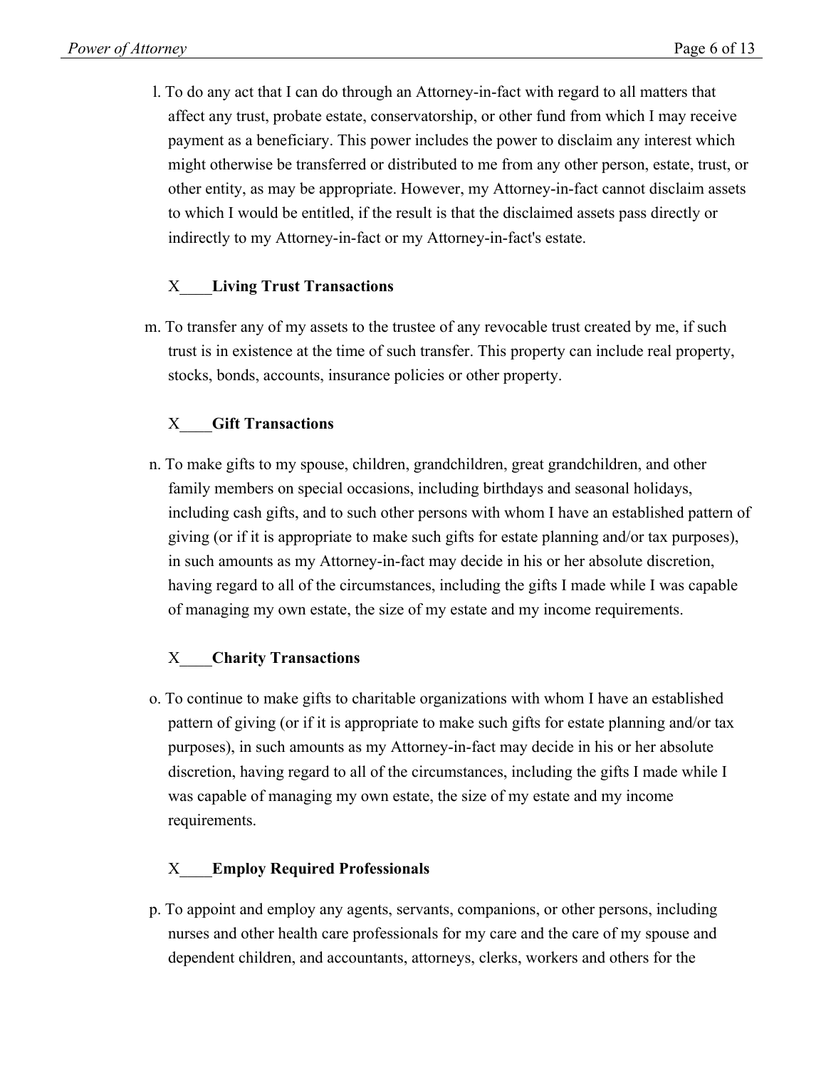l. To do any act that I can do through an Attorney-in-fact with regard to all matters that affect any trust, probate estate, conservatorship, or other fund from which I may receive payment as a beneficiary. This power includes the power to disclaim any interest which might otherwise be transferred or distributed to me from any other person, estate, trust, or other entity, as may be appropriate. However, my Attorney-in-fact cannot disclaim assets to which I would be entitled, if the result is that the disclaimed assets pass directly or indirectly to my Attorney-in-fact or my Attorney-in-fact's estate.

X____**Living Trust Transactions**

m. To transfer any of my assets to the trustee of any revocable trust created by me, if such trust is in existence at the time of such transfer. This property can include real property, stocks, bonds, accounts, insurance policies or other property.

X____**Gift Transactions**

n. To make gifts to my spouse, children, grandchildren, great grandchildren, and other family members on special occasions, including birthdays and seasonal holidays, including cash gifts, and to such other persons with whom I have an established pattern of giving (or if it is appropriate to make such gifts for estate planning and/or tax purposes), in such amounts as my Attorney-in-fact may decide in his or her absolute discretion, having regard to all of the circumstances, including the gifts I made while I was capable of managing my own estate, the size of my estate and my income requirements.

X____**Charity Transactions**

o. To continue to make gifts to charitable organizations with whom I have an established pattern of giving (or if it is appropriate to make such gifts for estate planning and/or tax purposes), in such amounts as my Attorney-in-fact may decide in his or her absolute discretion, having regard to all of the circumstances, including the gifts I made while I was capable of managing my own estate, the size of my estate and my income requirements.

X____**Employ Required Professionals**

p. To appoint and employ any agents, servants, companions, or other persons, including nurses and other health care professionals for my care and the care of my spouse and dependent children, and accountants, attorneys, clerks, workers and others for the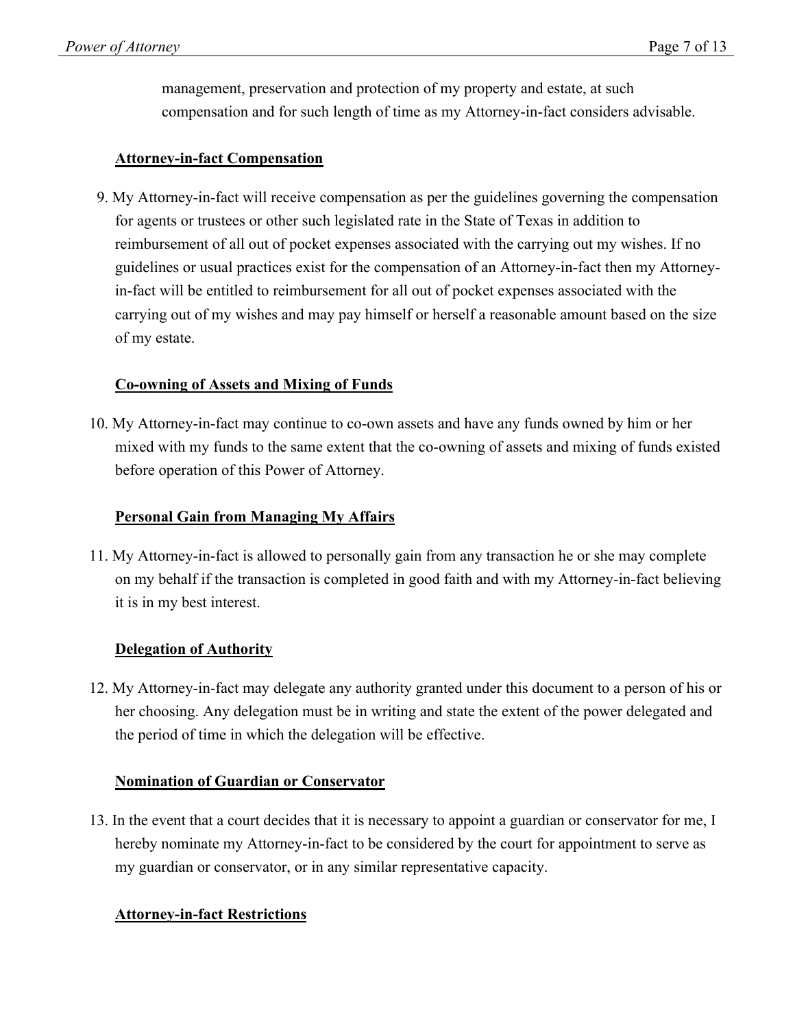management, preservation and protection of my property and estate, at such compensation and for such length of time as my Attorney-in-fact considers advisable.

**Attorney-in-fact Compensation**

9. My Attorney-in-fact will receive compensation as per the guidelines governing the compensation for agents or trustees or other such legislated rate in the State of Texas in addition to reimbursement of all out of pocket expenses associated with the carrying out my wishes. If no guidelines or usual practices exist for the compensation of an Attorney-in-fact then my Attorney-in-fact will be entitled to reimbursement for all out of pocket expenses associated with the carrying out of my wishes and may pay himself or herself a reasonable amount based on the size of my estate.

**Co-owning of Assets and Mixing of Funds**

10. My Attorney-in-fact may continue to co-own assets and have any funds owned by him or her mixed with my funds to the same extent that the co-owning of assets and mixing of funds existed before operation of this Power of Attorney.

**Personal Gain from Managing My Affairs**

11. My Attorney-in-fact is allowed to personally gain from any transaction he or she may complete on my behalf if the transaction is completed in good faith and with my Attorney-in-fact believing it is in my best interest.

**Delegation of Authority**

12. My Attorney-in-fact may delegate any authority granted under this document to a person of his or her choosing. Any delegation must be in writing and state the extent of the power delegated and the period of time in which the delegation will be effective.

**Nomination of Guardian or Conservator**

13. In the event that a court decides that it is necessary to appoint a guardian or conservator for me, I hereby nominate my Attorney-in-fact to be considered by the court for appointment to serve as my guardian or conservator, or in any similar representative capacity.

**Attorney-in-fact Restrictions**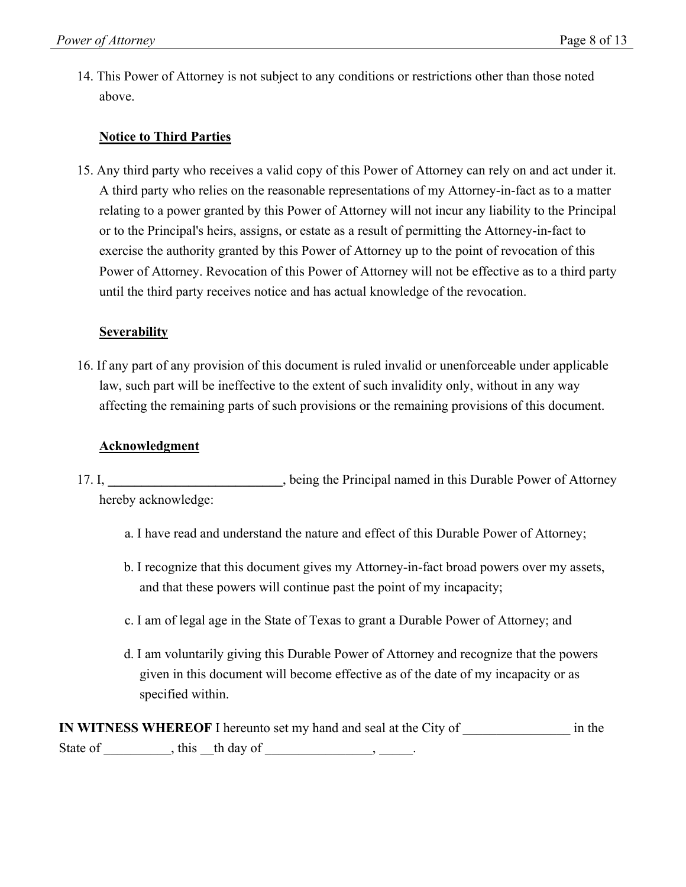14. This Power of Attorney is not subject to any conditions or restrictions other than those noted above.

**Notice to Third Parties**

15. Any third party who receives a valid copy of this Power of Attorney can rely on and act under it. A third party who relies on the reasonable representations of my Attorney-in-fact as to a matter relating to a power granted by this Power of Attorney will not incur any liability to the Principal or to the Principal's heirs, assigns, or estate as a result of permitting the Attorney-in-fact to exercise the authority granted by this Power of Attorney up to the point of revocation of this Power of Attorney. Revocation of this Power of Attorney will not be effective as to a third party until the third party receives notice and has actual knowledge of the revocation.

**Severability**

16. If any part of any provision of this document is ruled invalid or unenforceable under applicable law, such part will be ineffective to the extent of such invalidity only, without in any way affecting the remaining parts of such provisions or the remaining provisions of this document.

**Acknowledgment**

17. I, ___________________________, being the Principal named in this Durable Power of Attorney hereby acknowledge:

    a. I have read and understand the nature and effect of this Durable Power of Attorney;

    b. I recognize that this document gives my Attorney-in-fact broad powers over my assets, and that these powers will continue past the point of my incapacity;

    c. I am of legal age in the State of Texas to grant a Durable Power of Attorney; and

    d. I am voluntarily giving this Durable Power of Attorney and recognize that the powers given in this document will become effective as of the date of my incapacity or as specified within.

**IN WITNESS WHEREOF** I hereunto set my hand and seal at the City of ________________ in the State of __________, this __th day of ________________, _____.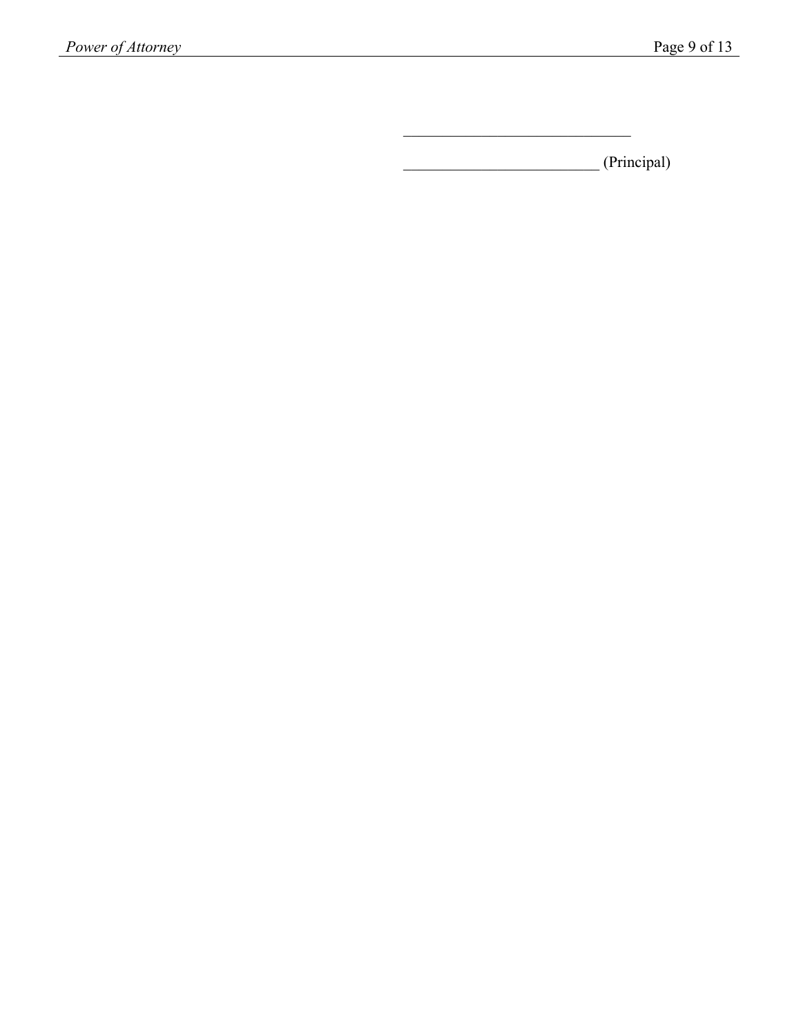\_\_\_\_\_\_\_\_\_\_\_\_\_\_\_\_\_\_\_\_\_\_\_\_\_\_\_\_\_\_

\_\_\_\_\_\_\_\_\_\_\_\_\_\_\_\_\_\_\_\_\_\_\_\_\_\_ (Principal)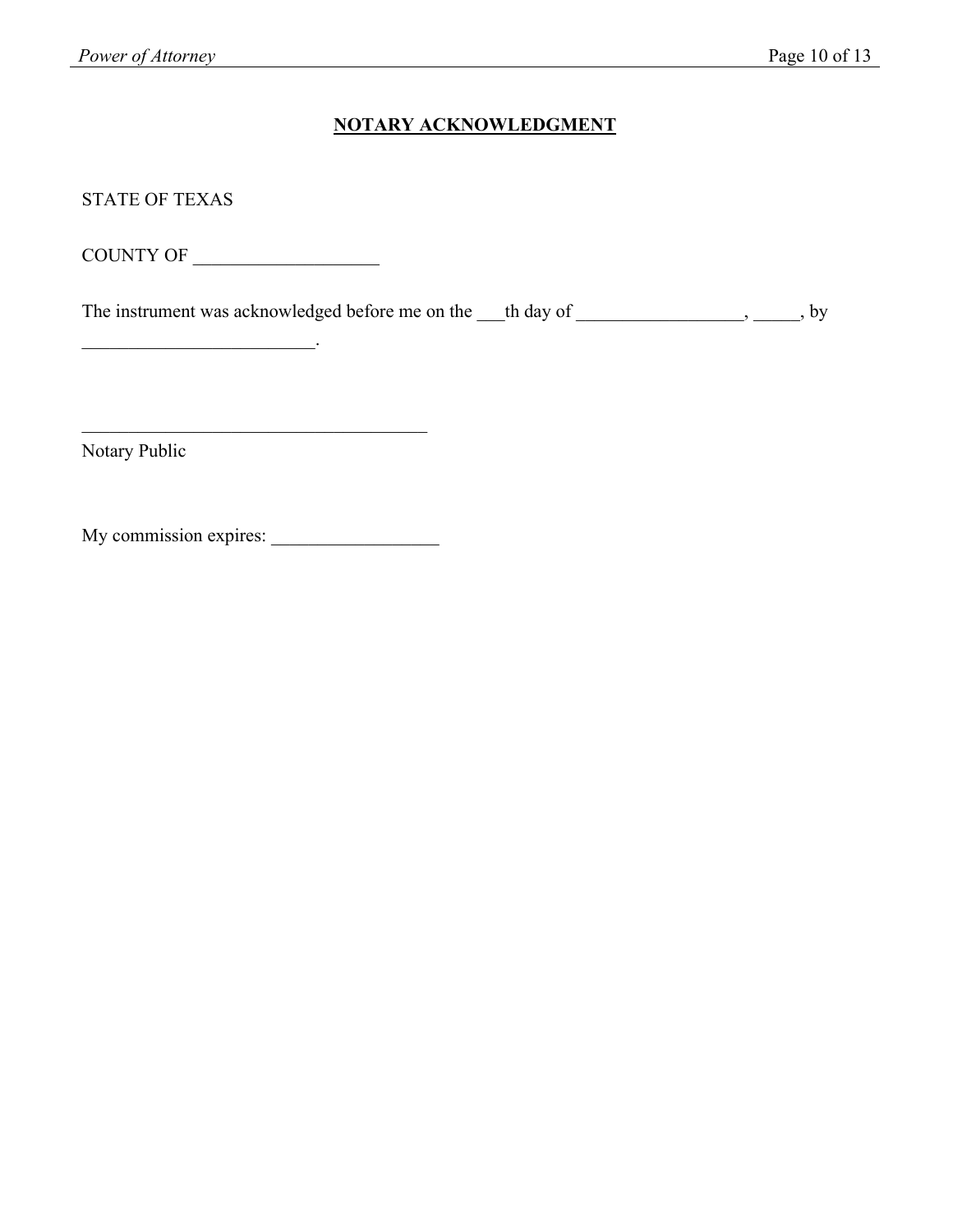## NOTARY ACKNOWLEDGMENT

STATE OF TEXAS

COUNTY OF ____________________

The instrument was acknowledged before me on the ___th day of __________________, _____, by _________________________.

_______________________________________
Notary Public

My commission expires: __________________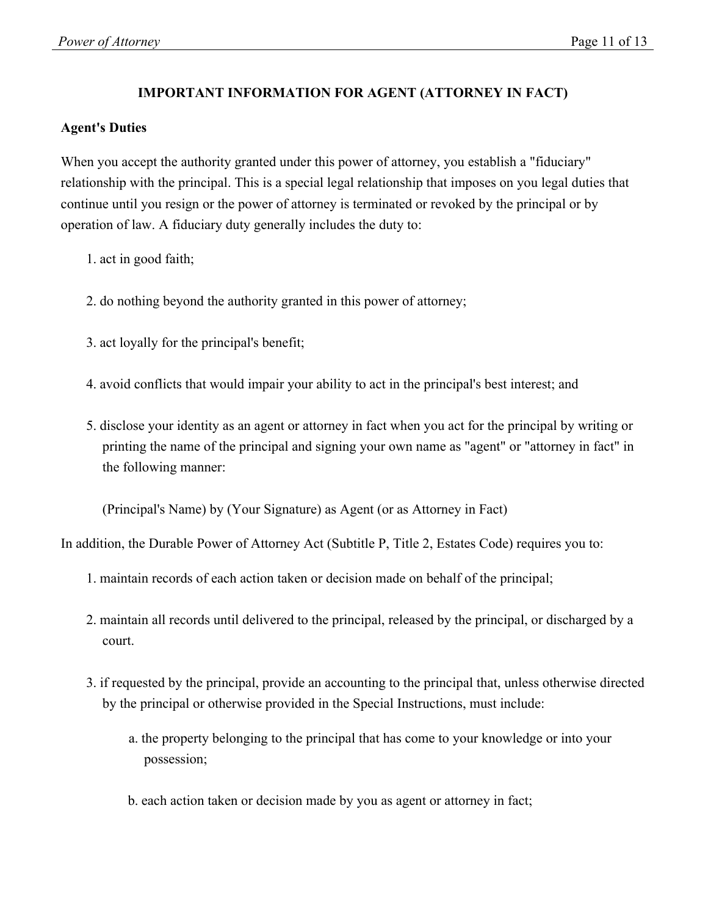## IMPORTANT INFORMATION FOR AGENT (ATTORNEY IN FACT)

### Agent's Duties

When you accept the authority granted under this power of attorney, you establish a "fiduciary" relationship with the principal. This is a special legal relationship that imposes on you legal duties that continue until you resign or the power of attorney is terminated or revoked by the principal or by operation of law. A fiduciary duty generally includes the duty to:

1. act in good faith;
2. do nothing beyond the authority granted in this power of attorney;
3. act loyally for the principal's benefit;
4. avoid conflicts that would impair your ability to act in the principal's best interest; and
5. disclose your identity as an agent or attorney in fact when you act for the principal by writing or printing the name of the principal and signing your own name as "agent" or "attorney in fact" in the following manner:

   (Principal's Name) by (Your Signature) as Agent (or as Attorney in Fact)

In addition, the Durable Power of Attorney Act (Subtitle P, Title 2, Estates Code) requires you to:

1. maintain records of each action taken or decision made on behalf of the principal;
2. maintain all records until delivered to the principal, released by the principal, or discharged by a court.
3. if requested by the principal, provide an accounting to the principal that, unless otherwise directed by the principal or otherwise provided in the Special Instructions, must include:

   a. the property belonging to the principal that has come to your knowledge or into your possession;

   b. each action taken or decision made by you as agent or attorney in fact;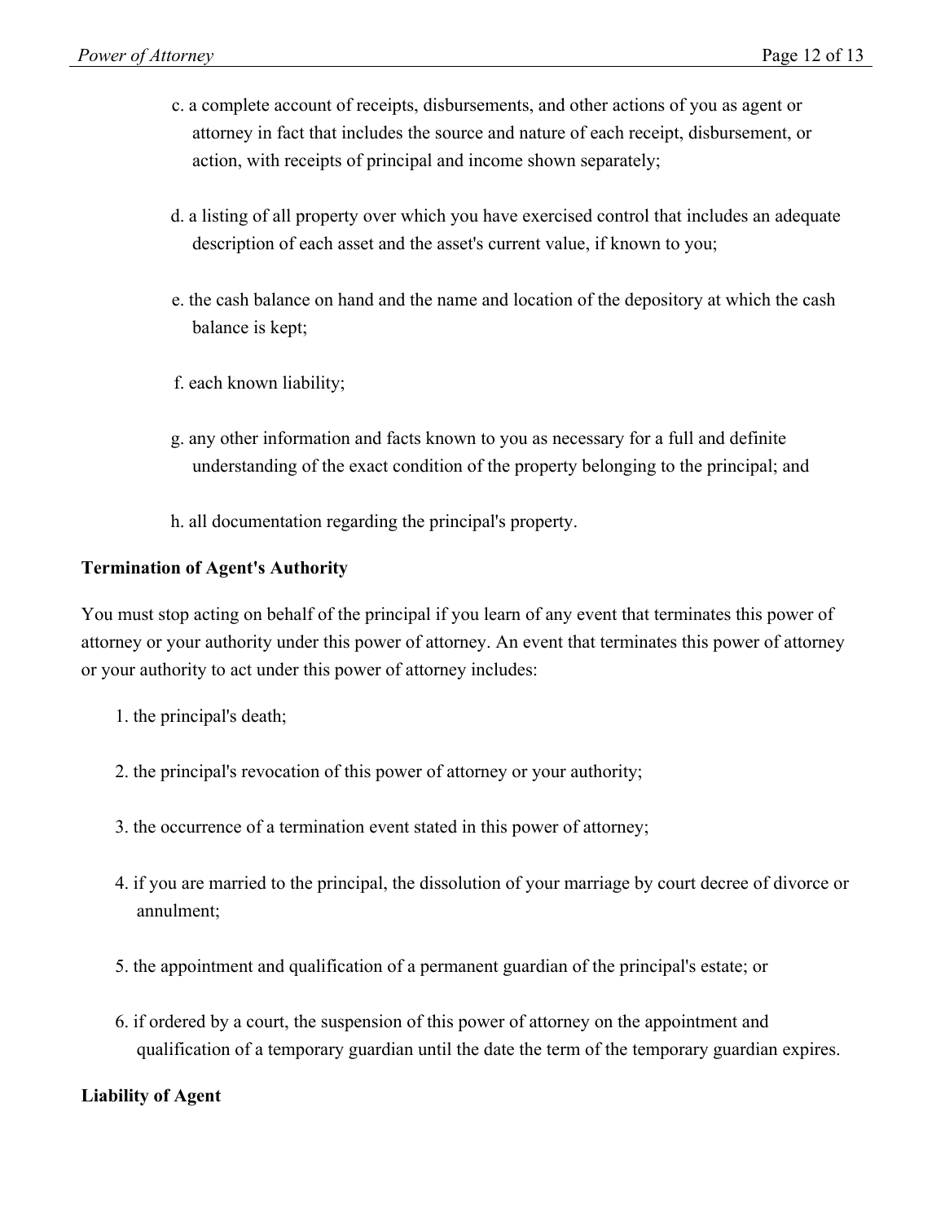c. a complete account of receipts, disbursements, and other actions of you as agent or attorney in fact that includes the source and nature of each receipt, disbursement, or action, with receipts of principal and income shown separately;

d. a listing of all property over which you have exercised control that includes an adequate description of each asset and the asset's current value, if known to you;

e. the cash balance on hand and the name and location of the depository at which the cash balance is kept;

f. each known liability;

g. any other information and facts known to you as necessary for a full and definite understanding of the exact condition of the property belonging to the principal; and

h. all documentation regarding the principal's property.

**Termination of Agent's Authority**

You must stop acting on behalf of the principal if you learn of any event that terminates this power of attorney or your authority under this power of attorney. An event that terminates this power of attorney or your authority to act under this power of attorney includes:

1. the principal's death;

2. the principal's revocation of this power of attorney or your authority;

3. the occurrence of a termination event stated in this power of attorney;

4. if you are married to the principal, the dissolution of your marriage by court decree of divorce or annulment;

5. the appointment and qualification of a permanent guardian of the principal's estate; or

6. if ordered by a court, the suspension of this power of attorney on the appointment and qualification of a temporary guardian until the date the term of the temporary guardian expires.

**Liability of Agent**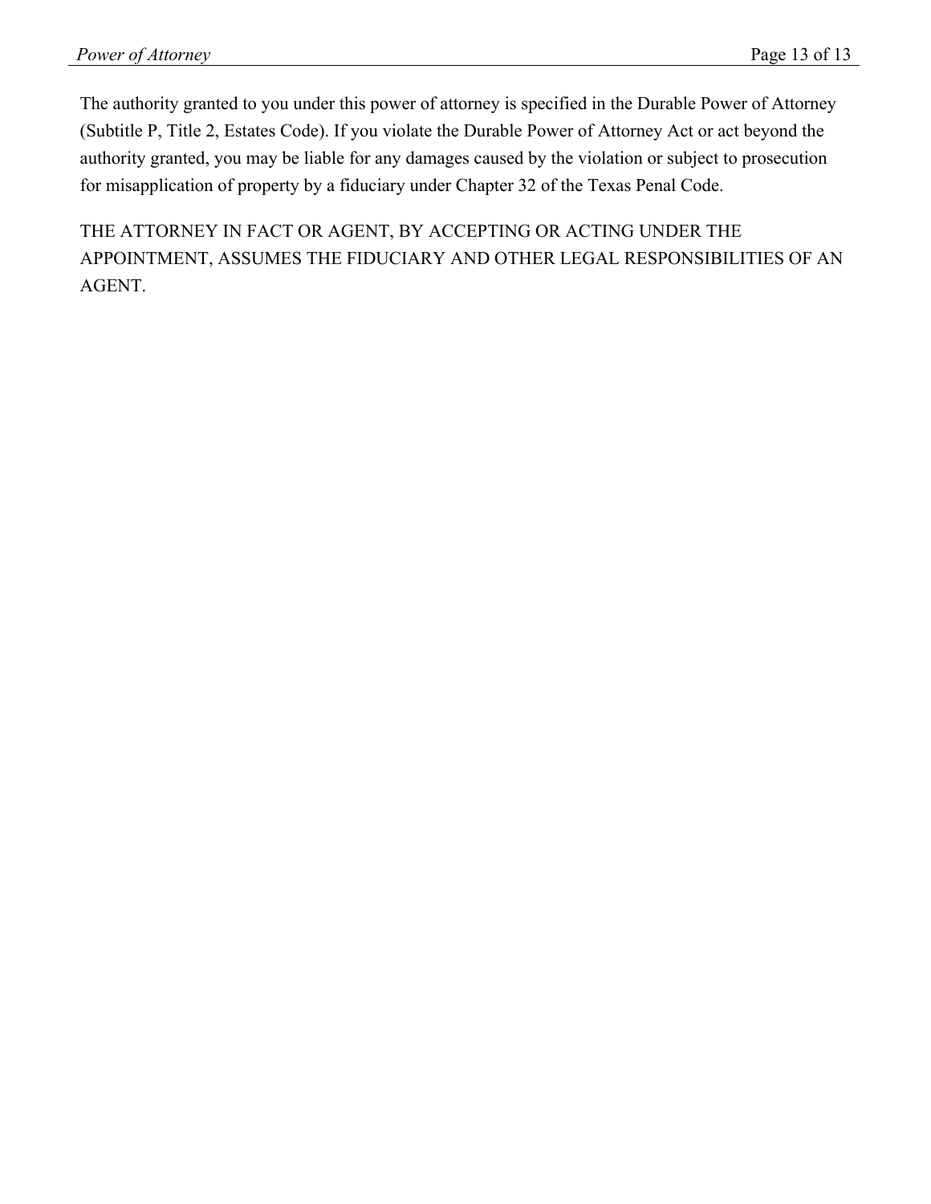The authority granted to you under this power of attorney is specified in the Durable Power of Attorney (Subtitle P, Title 2, Estates Code). If you violate the Durable Power of Attorney Act or act beyond the authority granted, you may be liable for any damages caused by the violation or subject to prosecution for misapplication of property by a fiduciary under Chapter 32 of the Texas Penal Code.

THE ATTORNEY IN FACT OR AGENT, BY ACCEPTING OR ACTING UNDER THE APPOINTMENT, ASSUMES THE FIDUCIARY AND OTHER LEGAL RESPONSIBILITIES OF AN AGENT.